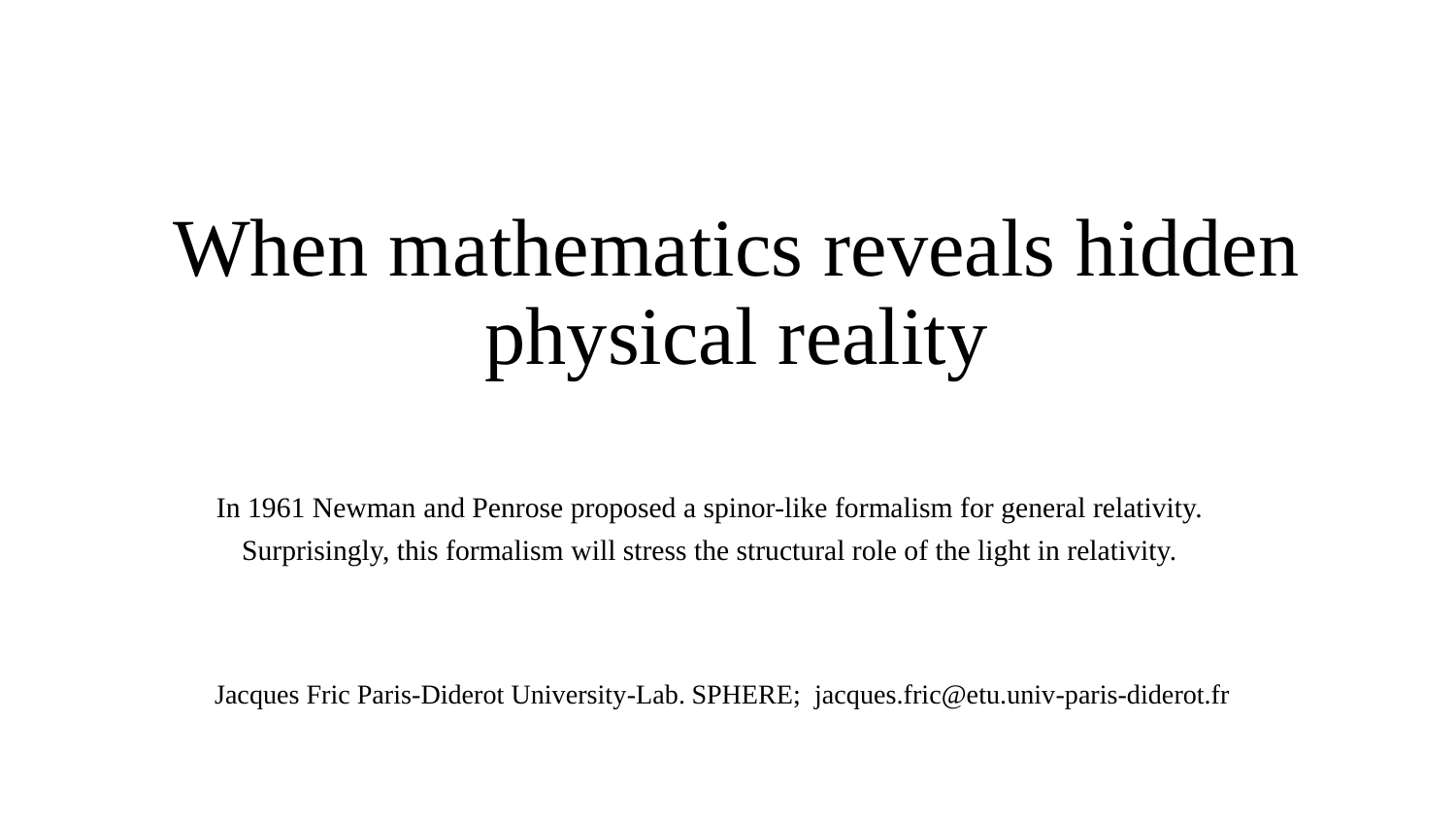# When mathematics reveals hidden physical reality

In 1961 Newman and Penrose proposed a spinor-like formalism for general relativity. Surprisingly, this formalism will stress the structural role of the light in relativity.

Jacques Fric Paris-Diderot University-Lab. SPHERE; jacques.fric@etu.univ-paris-diderot.fr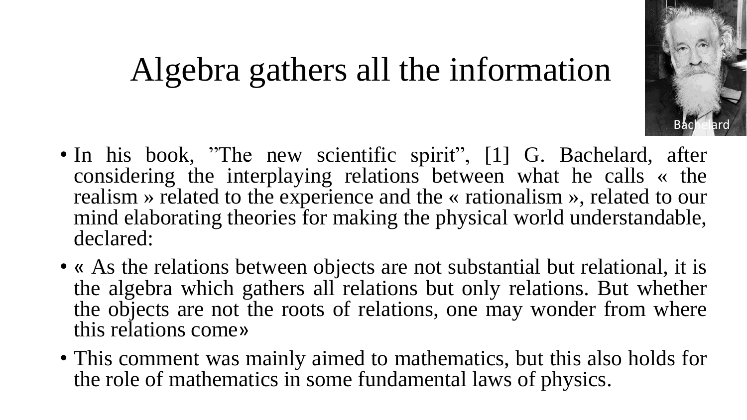# Algebra gathers all the information

Bachelard

- In his book, ”The new scientific spirit”, [1] G. Bachelard, after considering the interplaying relations between what he calls « the realism » related to the experience and the « rationalism », related to our mind elaborating theories for making the physical world understandable, declared:
- « As the relations between objects are not substantial but relational, it is the algebra which gathers all relations but only relations. But whether the objects are not the roots of relations, one may wonder from where this relations come»
- This comment was mainly aimed to mathematics, but this also holds for the role of mathematics in some fundamental laws of physics.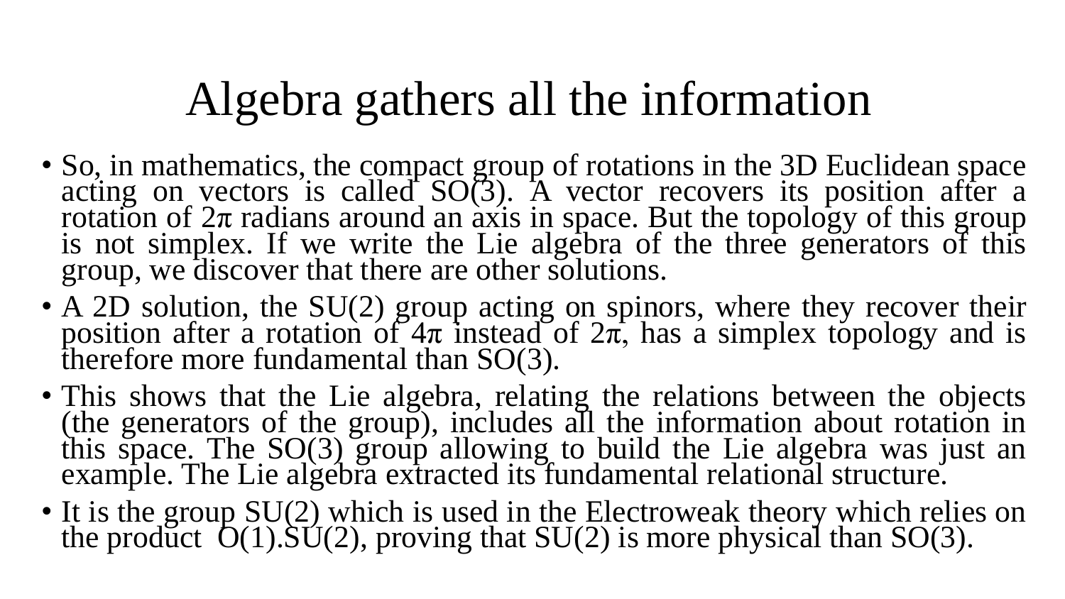# Algebra gathers all the information

- So, in mathematics, the compact group of rotations in the 3D Euclidean space acting on vectors is called SO(3). A vector recovers its position after a rotation of $2\pi$ radians around an axis in space. But the topology of this group is not simplex. If we write the Lie algebra of the three generators of this group, we discover that there are other solutions.
- A 2D solution, the SU(2) group acting on spinors, where they recover their position after a rotation of $4\pi$ instead of $2\pi$, has a simplex topology and is therefore more fundamental than SO(3).
- This shows that the Lie algebra, relating the relations between the objects (the generators of the group), includes all the information about rotation in this space. The SO(3) group allowing to build the Lie algebra was just an example. The Lie algebra extracted its fundamental relational structure.
- It is the group SU(2) which is used in the Electroweak theory which relies on the product O(1).SU(2), proving that SU(2) is more physical than SO(3).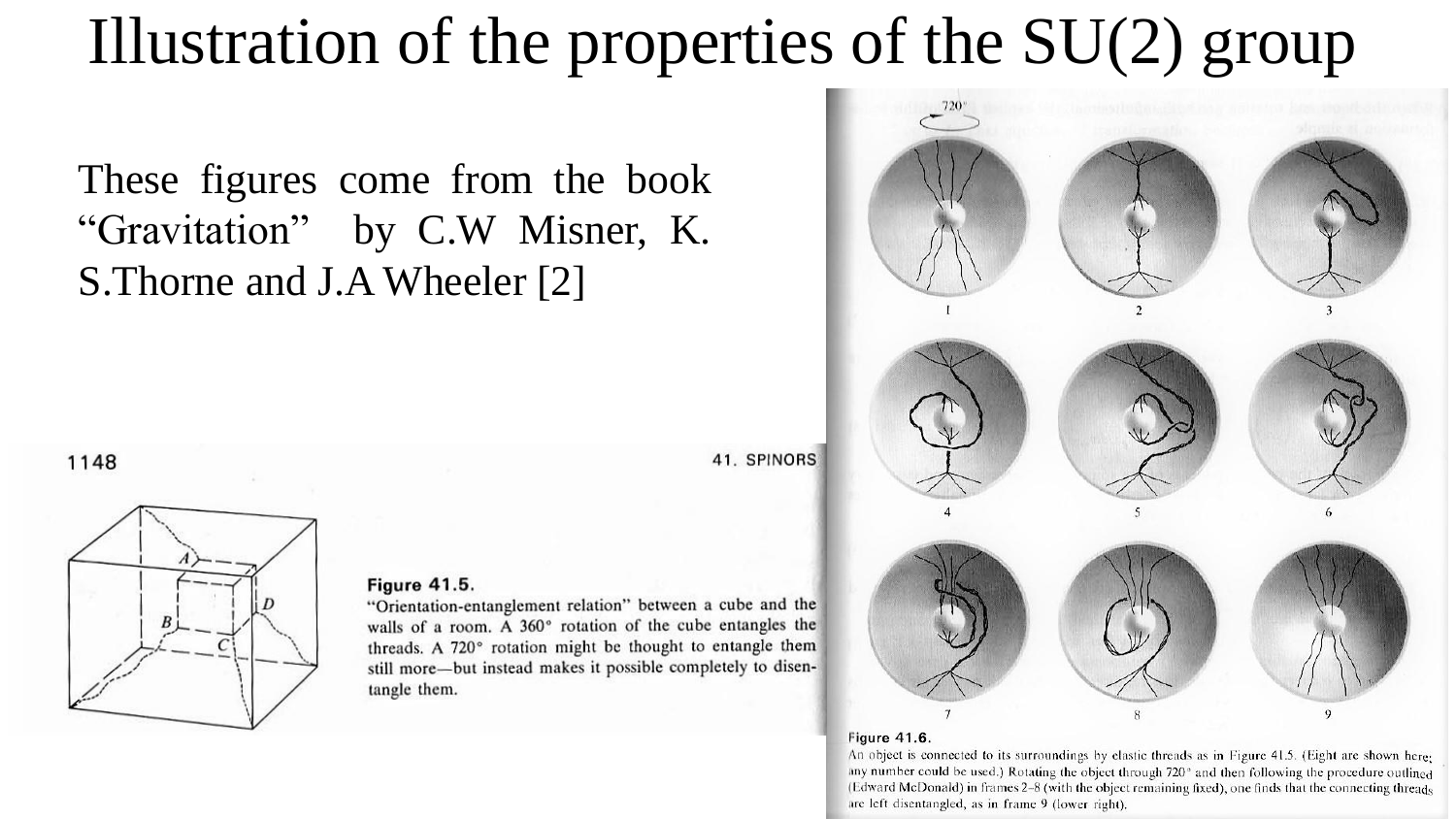# Illustration of the properties of the SU(2) group

These figures come from the book "Gravitation" by C.W Misner, K. S.Thorne and J.A Wheeler [2]

**Figure 41.5.**
"Orientation-entanglement relation" between a cube and the walls of a room. A 360° rotation of the cube entangles the threads. A 720° rotation might be thought to entangle them still more—but instead makes it possible completely to disentangle them.

**Figure 41.6.**
An object is connected to its surroundings by elastic threads as in Figure 41.5. (Eight are shown here; any number could be used.) Rotating the object through 720° and then following the procedure outlined (Edward McDonald) in frames 2–8 (with the object remaining fixed), one finds that the connecting threads are left disentangled, as in frame 9 (lower right).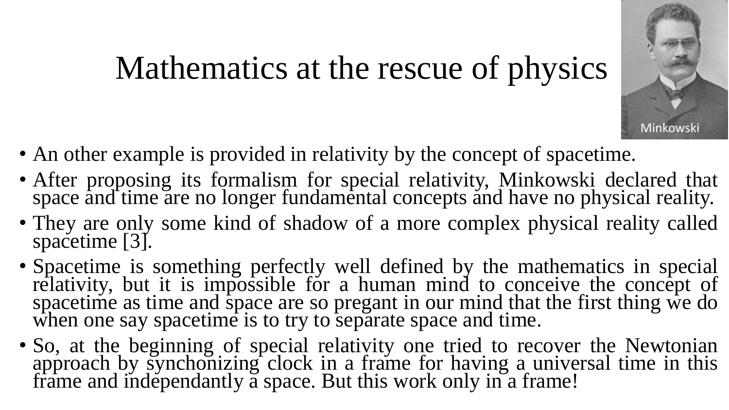# Mathematics at the rescue of physics

Minkowski

- An other example is provided in relativity by the concept of spacetime.
- After proposing its formalism for special relativity, Minkowski declared that space and time are no longer fundamental concepts and have no physical reality.
- They are only some kind of shadow of a more complex physical reality called spacetime [3].
- Spacetime is something perfectly well defined by the mathematics in special relativity, but it is impossible for a human mind to conceive the concept of spacetime as time and space are so pregant in our mind that the first thing we do when one say spacetime is to try to separate space and time.
- So, at the beginning of special relativity one tried to recover the Newtonian approach by synchonizing clock in a frame for having a universal time in this frame and independantly a space. But this work only in a frame!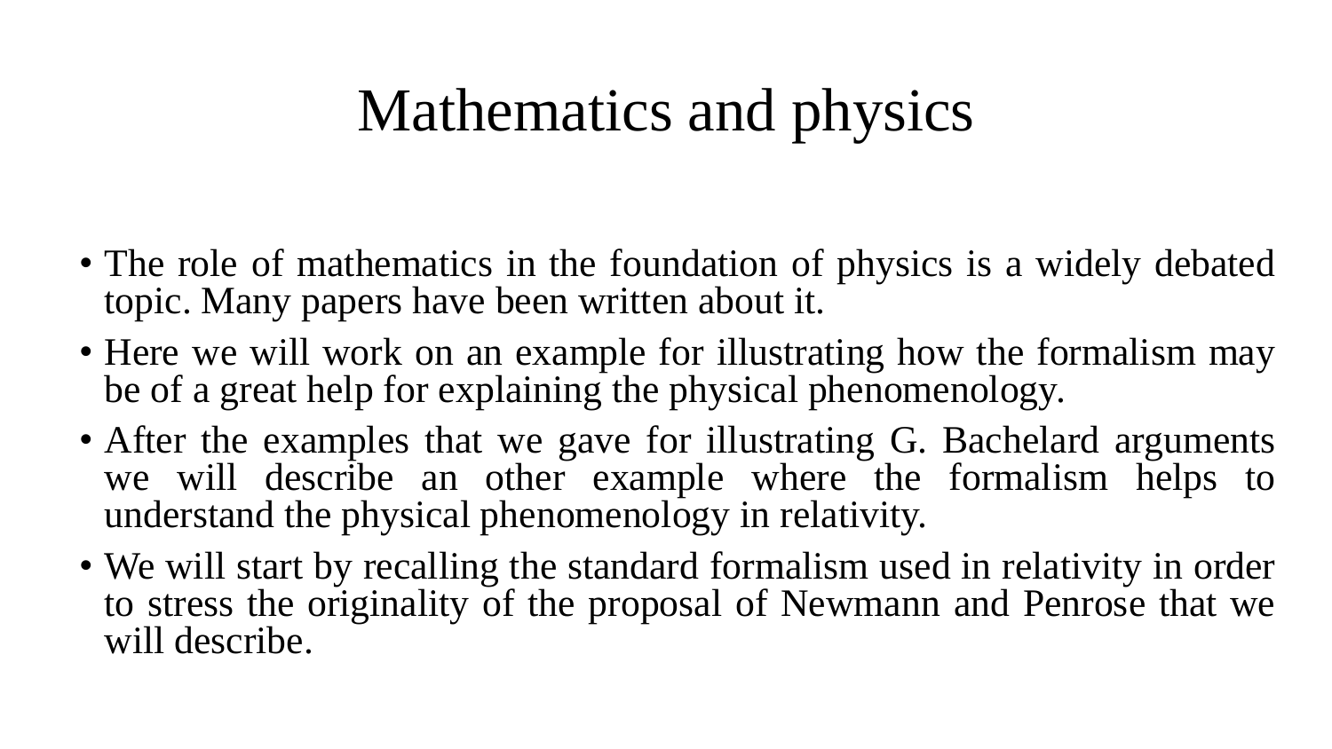# Mathematics and physics

- The role of mathematics in the foundation of physics is a widely debated topic. Many papers have been written about it.
- Here we will work on an example for illustrating how the formalism may be of a great help for explaining the physical phenomenology.
- After the examples that we gave for illustrating G. Bachelard arguments we will describe an other example where the formalism helps to understand the physical phenomenology in relativity.
- We will start by recalling the standard formalism used in relativity in order to stress the originality of the proposal of Newmann and Penrose that we will describe.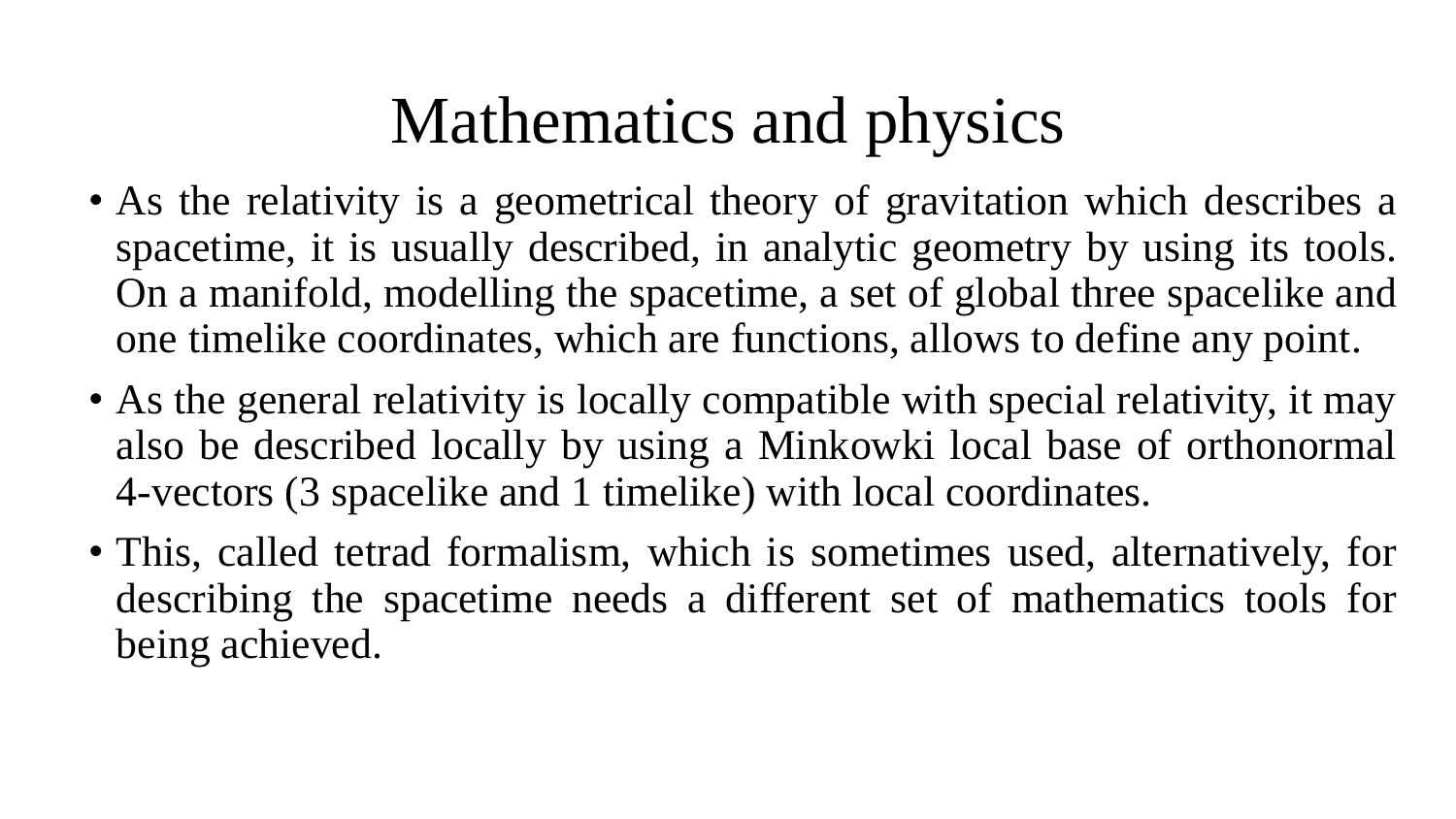# Mathematics and physics

- As the relativity is a geometrical theory of gravitation which describes a spacetime, it is usually described, in analytic geometry by using its tools. On a manifold, modelling the spacetime, a set of global three spacelike and one timelike coordinates, which are functions, allows to define any point.
- As the general relativity is locally compatible with special relativity, it may also be described locally by using a Minkowki local base of orthonormal 4-vectors (3 spacelike and 1 timelike) with local coordinates.
- This, called tetrad formalism, which is sometimes used, alternatively, for describing the spacetime needs a different set of mathematics tools for being achieved.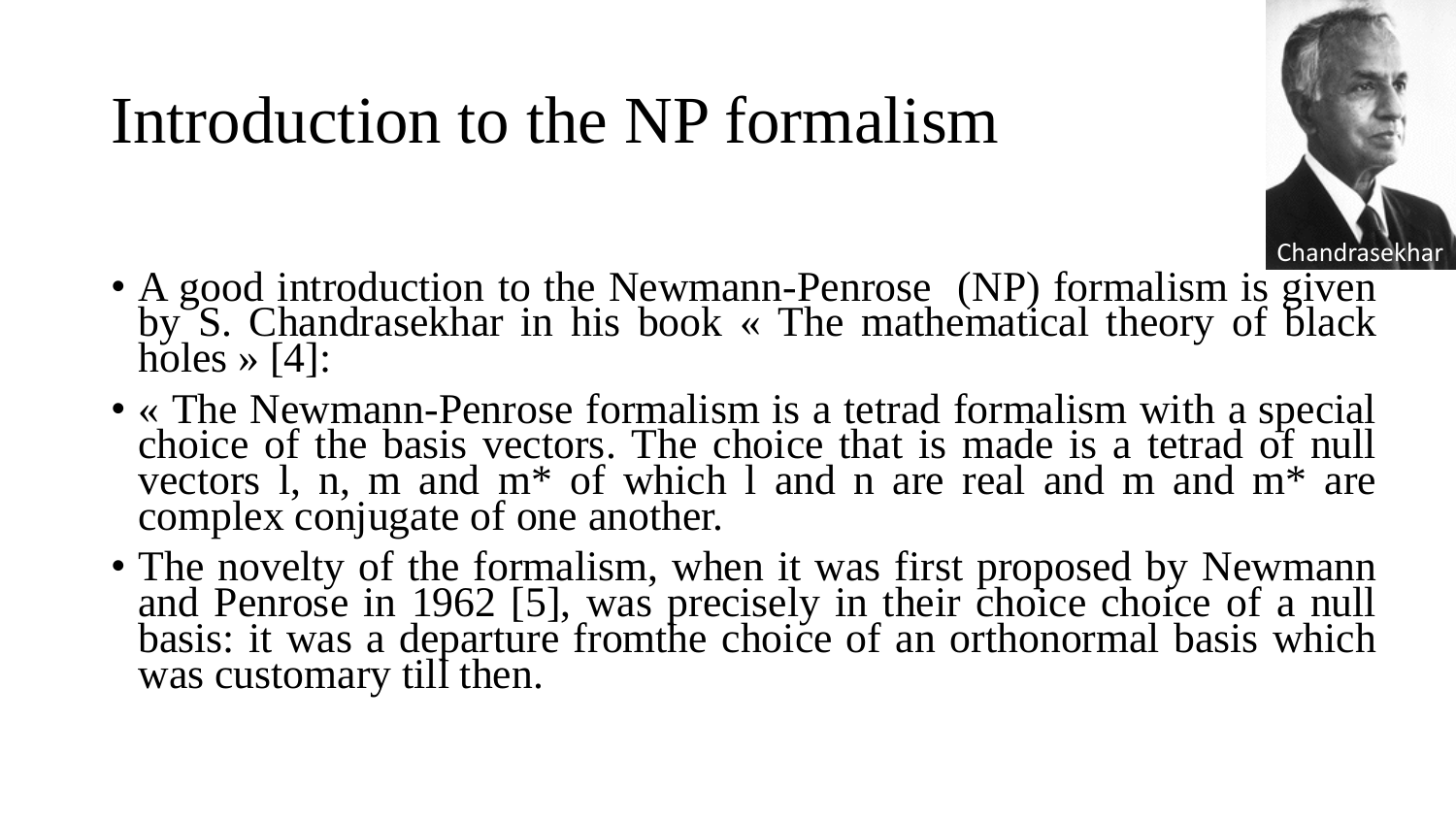# Introduction to the NP formalism

Chandrasekhar

- A good introduction to the Newmann-Penrose (NP) formalism is given by S. Chandrasekhar in his book « The mathematical theory of black holes » [4]:
- « The Newmann-Penrose formalism is a tetrad formalism with a special choice of the basis vectors. The choice that is made is a tetrad of null vectors l, n, m and m* of which l and n are real and m and m* are complex conjugate of one another.
- The novelty of the formalism, when it was first proposed by Newmann and Penrose in 1962 [5], was precisely in their choice choice of a null basis: it was a departure fromthe choice of an orthonormal basis which was customary till then.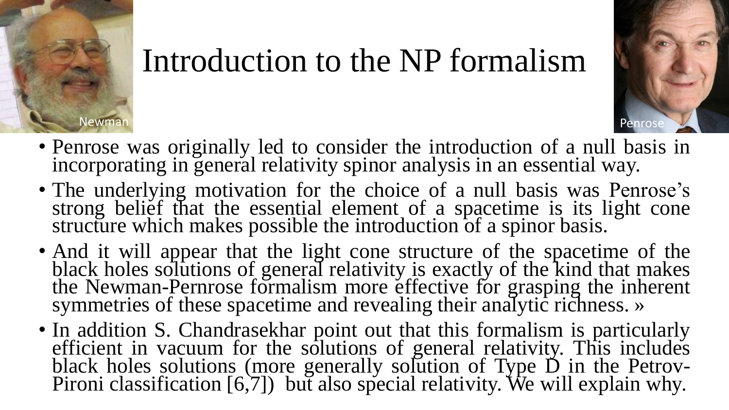# Introduction to the NP formalism

Newman

Penrose

- Penrose was originally led to consider the introduction of a null basis in incorporating in general relativity spinor analysis in an essential way.
- The underlying motivation for the choice of a null basis was Penrose's strong belief that the essential element of a spacetime is its light cone structure which makes possible the introduction of a spinor basis.
- And it will appear that the light cone structure of the spacetime of the black holes solutions of general relativity is exactly of the kind that makes the Newman-Pernrose formalism more effective for grasping the inherent symmetries of these spacetime and revealing their analytic richness. »
- In addition S. Chandrasekhar point out that this formalism is particularly efficient in vacuum for the solutions of general relativity. This includes black holes solutions (more generally solution of Type D in the Petrov-Pironi classification [6,7]) but also special relativity. We will explain why.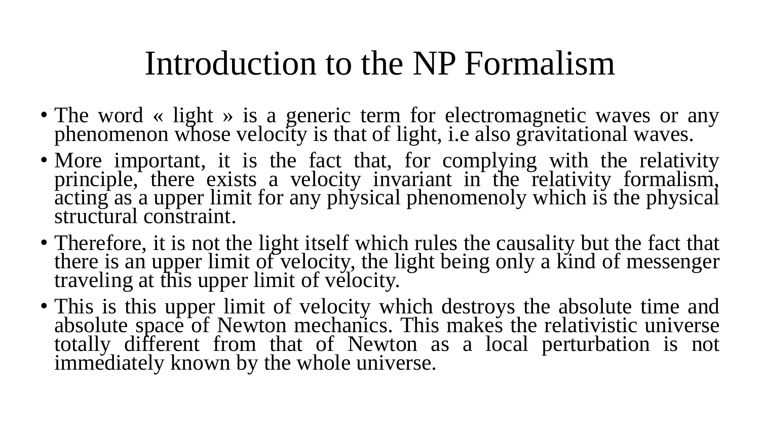# Introduction to the NP Formalism

- The word « light » is a generic term for electromagnetic waves or any phenomenon whose velocity is that of light, i.e also gravitational waves.
- More important, it is the fact that, for complying with the relativity principle, there exists a velocity invariant in the relativity formalism, acting as a upper limit for any physical phenomenoly which is the physical structural constraint.
- Therefore, it is not the light itself which rules the causality but the fact that there is an upper limit of velocity, the light being only a kind of messenger traveling at this upper limit of velocity.
- This is this upper limit of velocity which destroys the absolute time and absolute space of Newton mechanics. This makes the relativistic universe totally different from that of Newton as a local perturbation is not immediately known by the whole universe.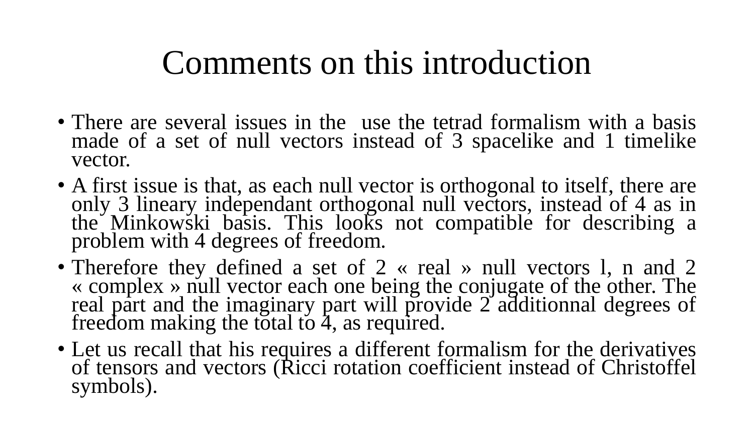# Comments on this introduction

- There are several issues in the  use the tetrad formalism with a basis made of a set of null vectors instead of 3 spacelike and 1 timelike vector.
- A first issue is that, as each null vector is orthogonal to itself, there are only 3 lineary independant orthogonal null vectors, instead of 4 as in the Minkowski basis. This looks not compatible for describing a problem with 4 degrees of freedom.
- Therefore they defined a set of 2 « real » null vectors l, n and 2 « complex » null vector each one being the conjugate of the other. The real part and the imaginary part will provide 2 additionnal degrees of freedom making the total to 4, as required.
- Let us recall that his requires a different formalism for the derivatives of tensors and vectors (Ricci rotation coefficient instead of Christoffel symbols).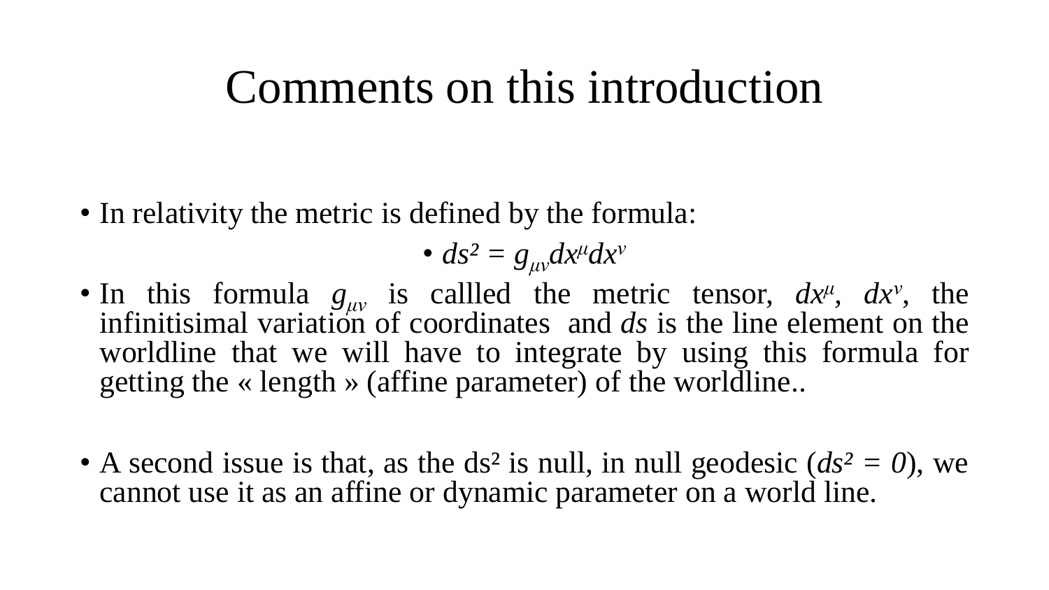# Comments on this introduction

- In relativity the metric is defined by the formula:
  - $ds^2 = g_{\mu\nu} dx^\mu dx^\nu$
- In this formula $g_{\mu\nu}$ is callled the metric tensor, $dx^\mu$, $dx^\nu$, the infinitisimal variation of coordinates and $ds$ is the line element on the worldline that we will have to integrate by using this formula for getting the « length » (affine parameter) of the worldline..

- A second issue is that, as the ds² is null, in null geodesic ($ds^2 = 0$), we cannot use it as an affine or dynamic parameter on a world line.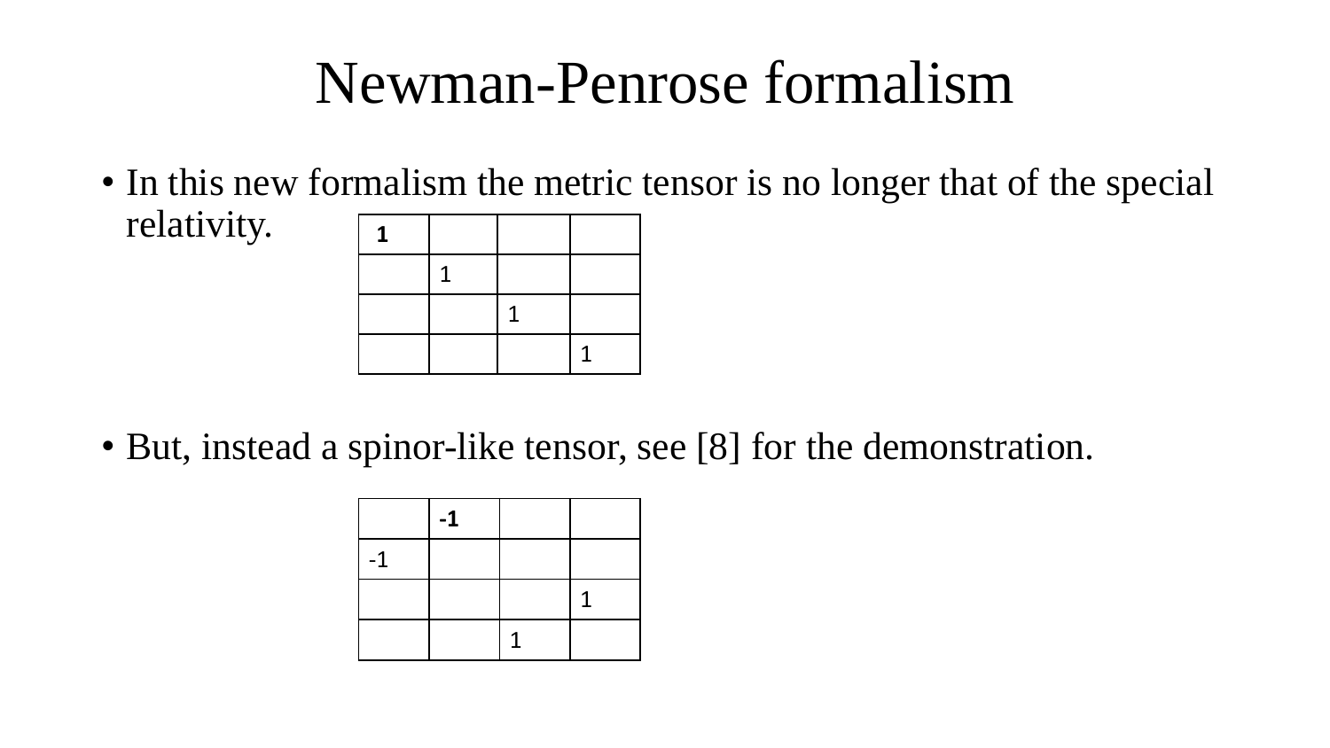# Newman-Penrose formalism

- In this new formalism the metric tensor is no longer that of the special relativity.

| 1 | | | |
|---|---|---|---|
| | 1 | | |
| | | 1 | |
| | | | 1 |

- But, instead a spinor-like tensor, see [8] for the demonstration.

| | -1 | | |
|---|---|---|---|
| -1 | | | |
| | | | 1 |
| | | 1 | |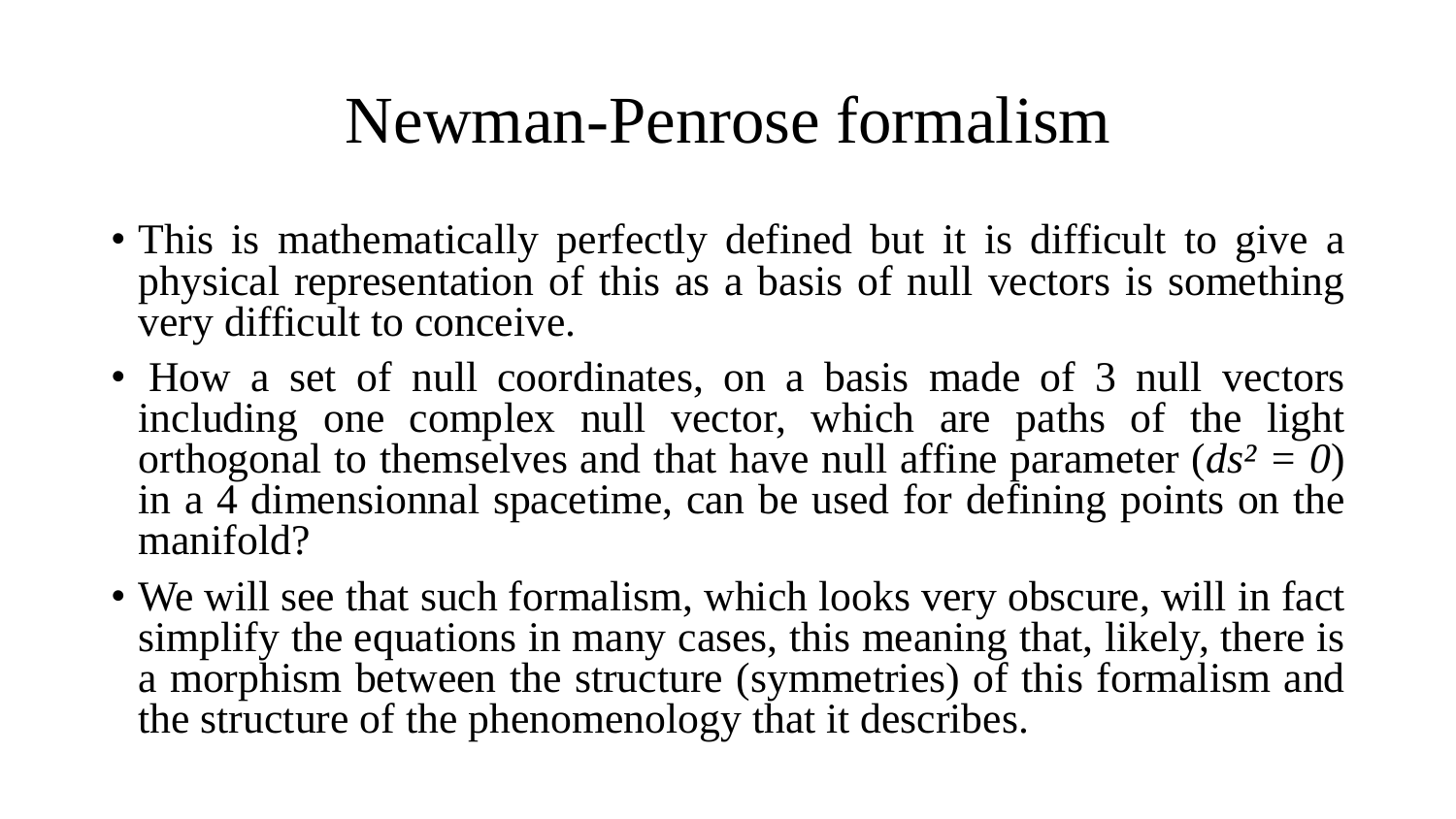# Newman-Penrose formalism

- This is mathematically perfectly defined but it is difficult to give a physical representation of this as a basis of null vectors is something very difficult to conceive.
- How a set of null coordinates, on a basis made of 3 null vectors including one complex null vector, which are paths of the light orthogonal to themselves and that have null affine parameter ($ds^2 = 0$) in a 4 dimensionnal spacetime, can be used for defining points on the manifold?
- We will see that such formalism, which looks very obscure, will in fact simplify the equations in many cases, this meaning that, likely, there is a morphism between the structure (symmetries) of this formalism and the structure of the phenomenology that it describes.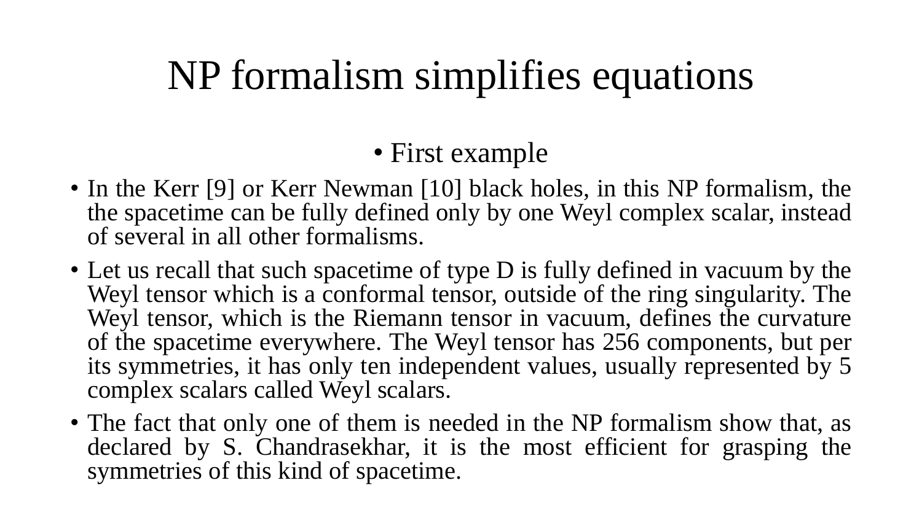# NP formalism simplifies equations

- First example

- In the Kerr [9] or Kerr Newman [10] black holes, in this NP formalism, the the spacetime can be fully defined only by one Weyl complex scalar, instead of several in all other formalisms.
- Let us recall that such spacetime of type D is fully defined in vacuum by the Weyl tensor which is a conformal tensor, outside of the ring singularity. The Weyl tensor, which is the Riemann tensor in vacuum, defines the curvature of the spacetime everywhere. The Weyl tensor has 256 components, but per its symmetries, it has only ten independent values, usually represented by 5 complex scalars called Weyl scalars.
- The fact that only one of them is needed in the NP formalism show that, as declared by S. Chandrasekhar, it is the most efficient for grasping the symmetries of this kind of spacetime.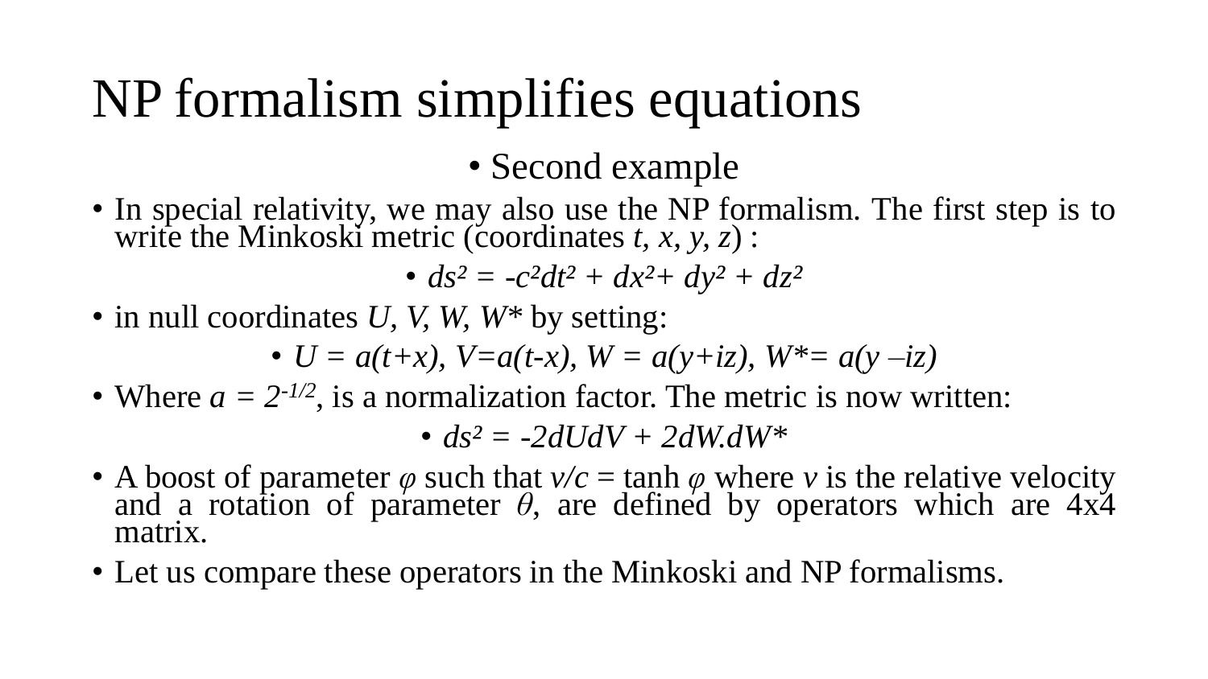# NP formalism simplifies equations

- Second example

- In special relativity, we may also use the NP formalism. The first step is to write the Minkoski metric (coordinates *t, x, y, z*) :
  - $ds^2 = -c^2dt^2 + dx^2 + dy^2 + dz^2$
- in null coordinates *U, V, W, W\** by setting:
  - $U = a(t+x)$, $V = a(t-x)$, $W = a(y+iz)$, $W^* = a(y - iz)$
- Where $a = 2^{-1/2}$, is a normalization factor. The metric is now written:
  - $ds^2 = -2dUdV + 2dW.dW^*$
- A boost of parameter $\varphi$ such that $v/c = \tanh \varphi$ where $v$ is the relative velocity and a rotation of parameter $\theta$, are defined by operators which are 4x4 matrix.
- Let us compare these operators in the Minkoski and NP formalisms.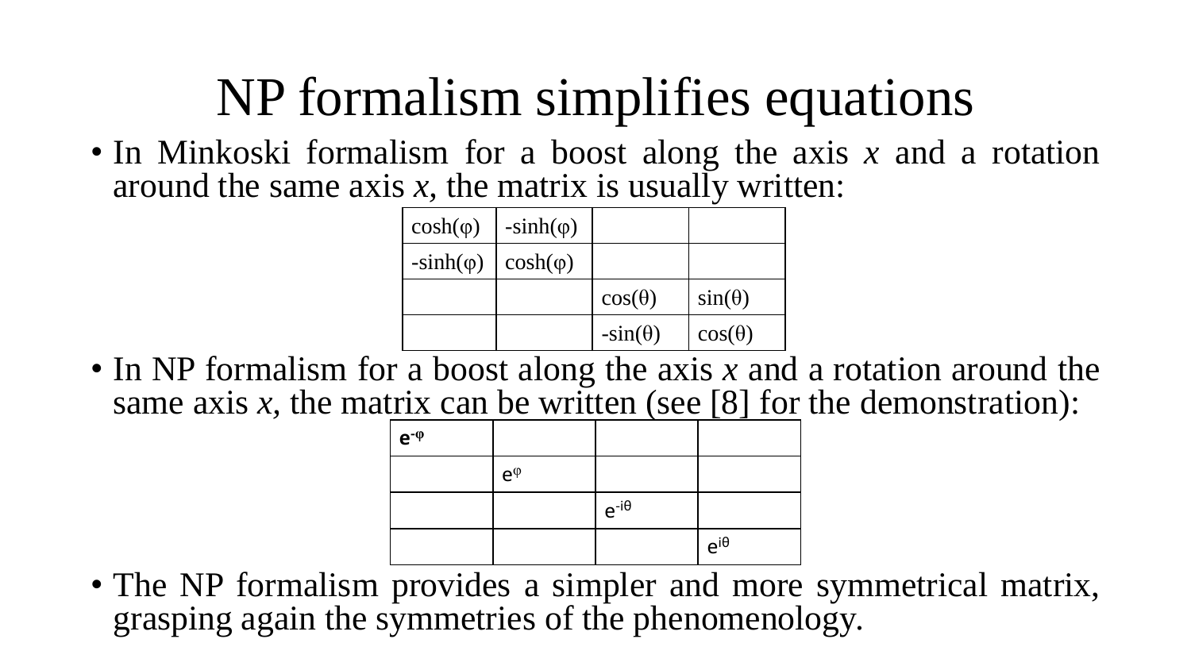# NP formalism simplifies equations

- In Minkoski formalism for a boost along the axis *x* and a rotation around the same axis *x*, the matrix is usually written:

| | | | |
|---|---|---|---|
| $\cosh(\varphi)$ | $-\sinh(\varphi)$ | | |
| $-\sinh(\varphi)$ | $\cosh(\varphi)$ | | |
| | | $\cos(\theta)$ | $\sin(\theta)$ |
| | | $-\sin(\theta)$ | $\cos(\theta)$ |

- In NP formalism for a boost along the axis *x* and a rotation around the same axis *x*, the matrix can be written (see [8] for the demonstration):

| | | | |
|---|---|---|---|
| $e^{-\varphi}$ | | | |
| | $e^{\varphi}$ | | |
| | | $e^{-i\theta}$ | |
| | | | $e^{i\theta}$ |

- The NP formalism provides a simpler and more symmetrical matrix, grasping again the symmetries of the phenomenology.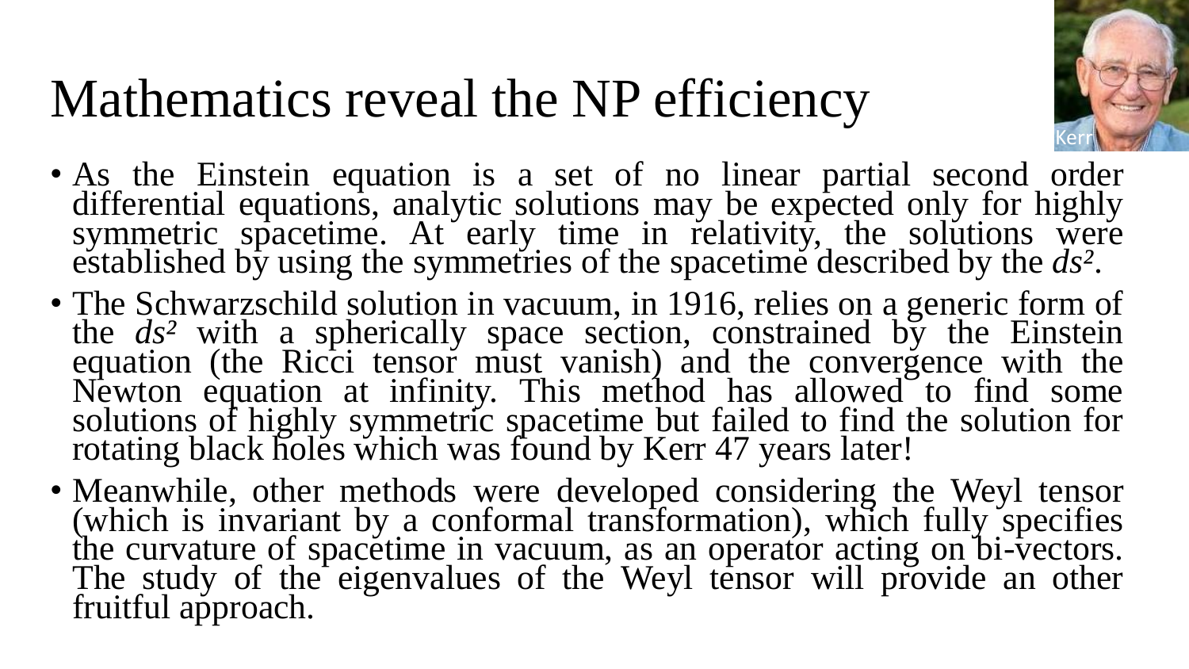# Mathematics reveal the NP efficiency

- As the Einstein equation is a set of no linear partial second order differential equations, analytic solutions may be expected only for highly symmetric spacetime. At early time in relativity, the solutions were established by using the symmetries of the spacetime described by the $ds^2$.
- The Schwarzschild solution in vacuum, in 1916, relies on a generic form of the $ds^2$ with a spherically space section, constrained by the Einstein equation (the Ricci tensor must vanish) and the convergence with the Newton equation at infinity. This method has allowed to find some solutions of highly symmetric spacetime but failed to find the solution for rotating black holes which was found by Kerr 47 years later!
- Meanwhile, other methods were developed considering the Weyl tensor (which is invariant by a conformal transformation), which fully specifies the curvature of spacetime in vacuum, as an operator acting on bi-vectors. The study of the eigenvalues of the Weyl tensor will provide an other fruitful approach.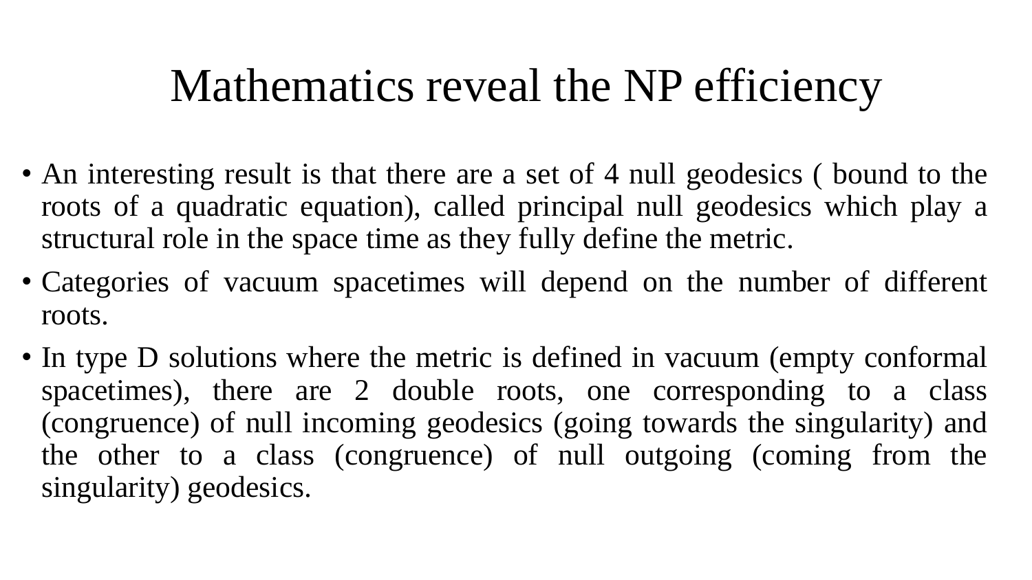# Mathematics reveal the NP efficiency

- An interesting result is that there are a set of 4 null geodesics ( bound to the roots of a quadratic equation), called principal null geodesics which play a structural role in the space time as they fully define the metric.
- Categories of vacuum spacetimes will depend on the number of different roots.
- In type D solutions where the metric is defined in vacuum (empty conformal spacetimes), there are 2 double roots, one corresponding to a class (congruence) of null incoming geodesics (going towards the singularity) and the other to a class (congruence) of null outgoing (coming from the singularity) geodesics.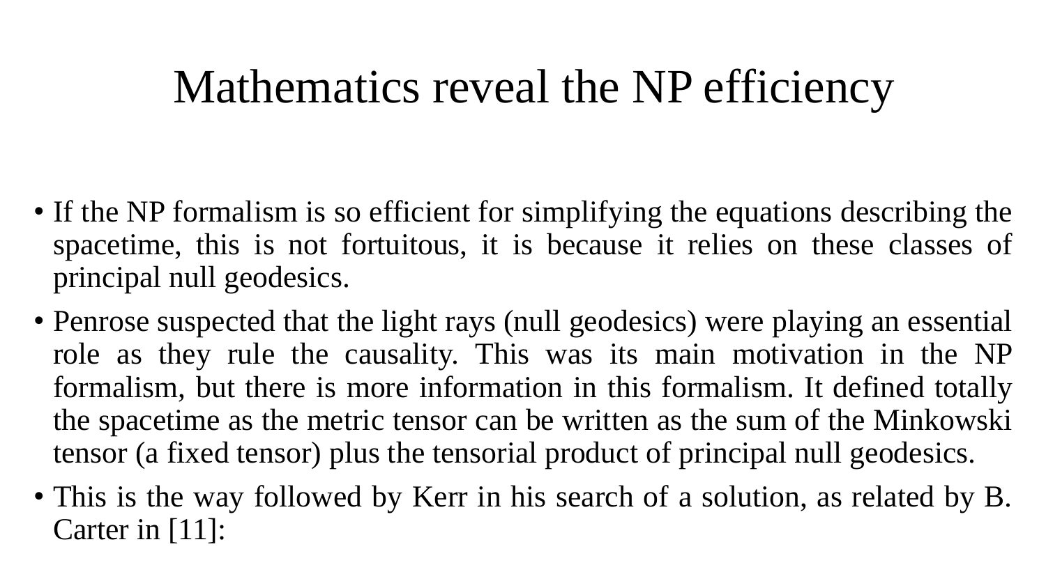# Mathematics reveal the NP efficiency

- If the NP formalism is so efficient for simplifying the equations describing the spacetime, this is not fortuitous, it is because it relies on these classes of principal null geodesics.
- Penrose suspected that the light rays (null geodesics) were playing an essential role as they rule the causality. This was its main motivation in the NP formalism, but there is more information in this formalism. It defined totally the spacetime as the metric tensor can be written as the sum of the Minkowski tensor (a fixed tensor) plus the tensorial product of principal null geodesics.
- This is the way followed by Kerr in his search of a solution, as related by B. Carter in [11]: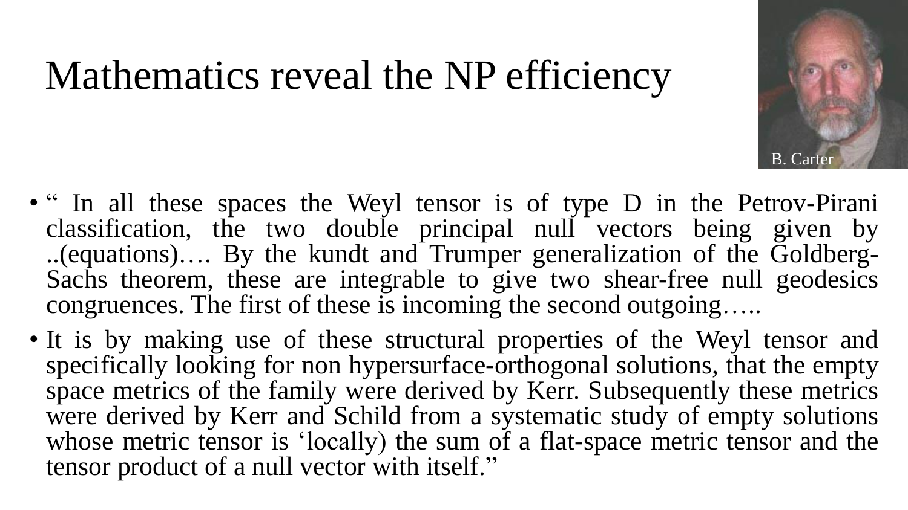# Mathematics reveal the NP efficiency

B. Carter

- " In all these spaces the Weyl tensor is of type D in the Petrov-Pirani classification, the two double principal null vectors being given by ..(equations)…. By the kundt and Trumper generalization of the Goldberg-Sachs theorem, these are integrable to give two shear-free null geodesics congruences. The first of these is incoming the second outgoing…..
- It is by making use of these structural properties of the Weyl tensor and specifically looking for non hypersurface-orthogonal solutions, that the empty space metrics of the family were derived by Kerr. Subsequently these metrics were derived by Kerr and Schild from a systematic study of empty solutions whose metric tensor is 'locally) the sum of a flat-space metric tensor and the tensor product of a null vector with itself."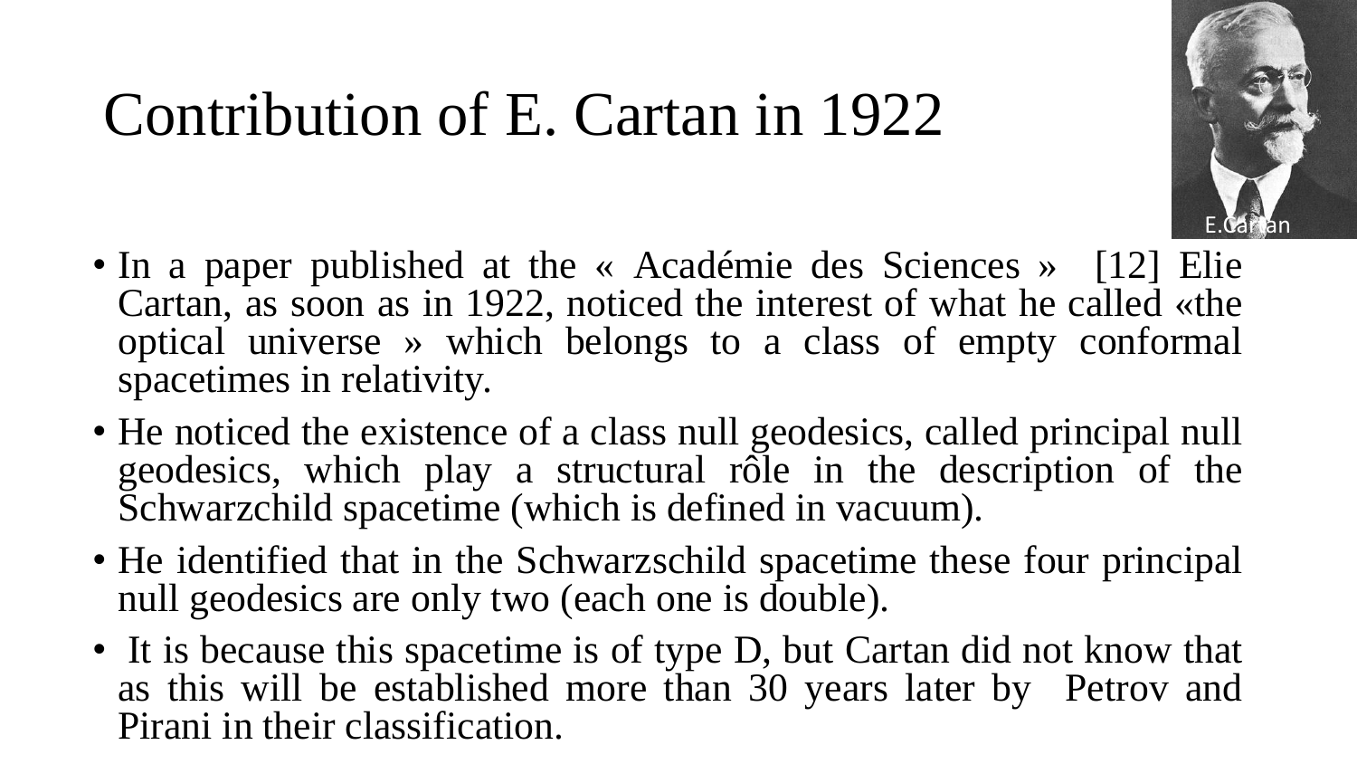# Contribution of E. Cartan in 1922

E.Cartan

- In a paper published at the « Académie des Sciences » [12] Elie Cartan, as soon as in 1922, noticed the interest of what he called «the optical universe » which belongs to a class of empty conformal spacetimes in relativity.
- He noticed the existence of a class null geodesics, called principal null geodesics, which play a structural rôle in the description of the Schwarzchild spacetime (which is defined in vacuum).
- He identified that in the Schwarzschild spacetime these four principal null geodesics are only two (each one is double).
- It is because this spacetime is of type D, but Cartan did not know that as this will be established more than 30 years later by Petrov and Pirani in their classification.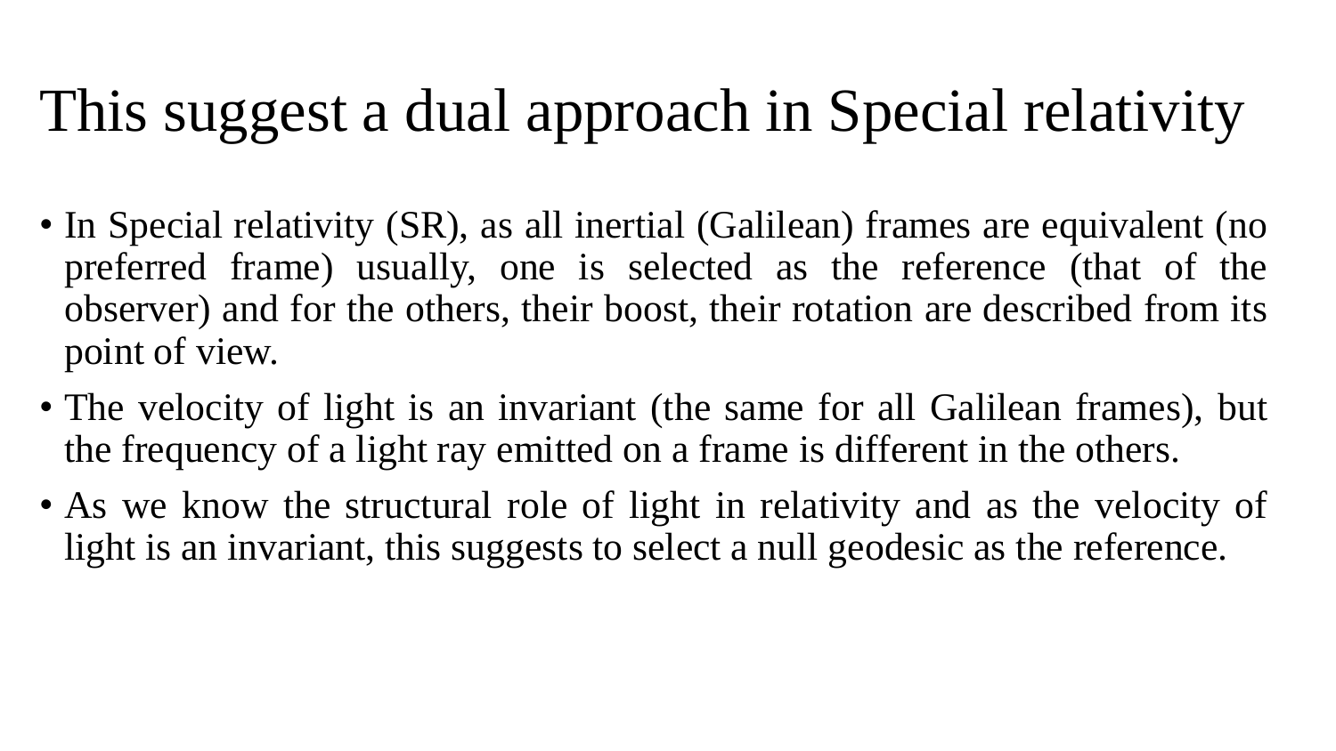# This suggest a dual approach in Special relativity

- In Special relativity (SR), as all inertial (Galilean) frames are equivalent (no preferred frame) usually, one is selected as the reference (that of the observer) and for the others, their boost, their rotation are described from its point of view.
- The velocity of light is an invariant (the same for all Galilean frames), but the frequency of a light ray emitted on a frame is different in the others.
- As we know the structural role of light in relativity and as the velocity of light is an invariant, this suggests to select a null geodesic as the reference.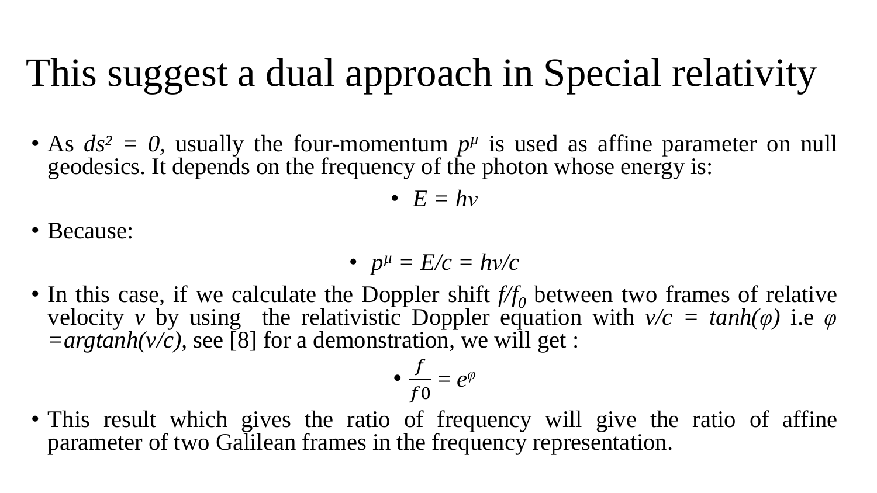# This suggest a dual approach in Special relativity

- As $ds^2 = 0$, usually the four-momentum $p^\mu$ is used as affine parameter on null geodesics. It depends on the frequency of the photon whose energy is:
  - $E = h\nu$
- Because:
  - $p^\mu = E/c = h\nu/c$
- In this case, if we calculate the Doppler shift $f/f_0$ between two frames of relative velocity $v$ by using the relativistic Doppler equation with $v/c = tanh(\varphi)$ i.e $\varphi = argtanh(v/c)$, see [8] for a demonstration, we will get :
  - $\frac{f}{f0} = e^{\varphi}$
- This result which gives the ratio of frequency will give the ratio of affine parameter of two Galilean frames in the frequency representation.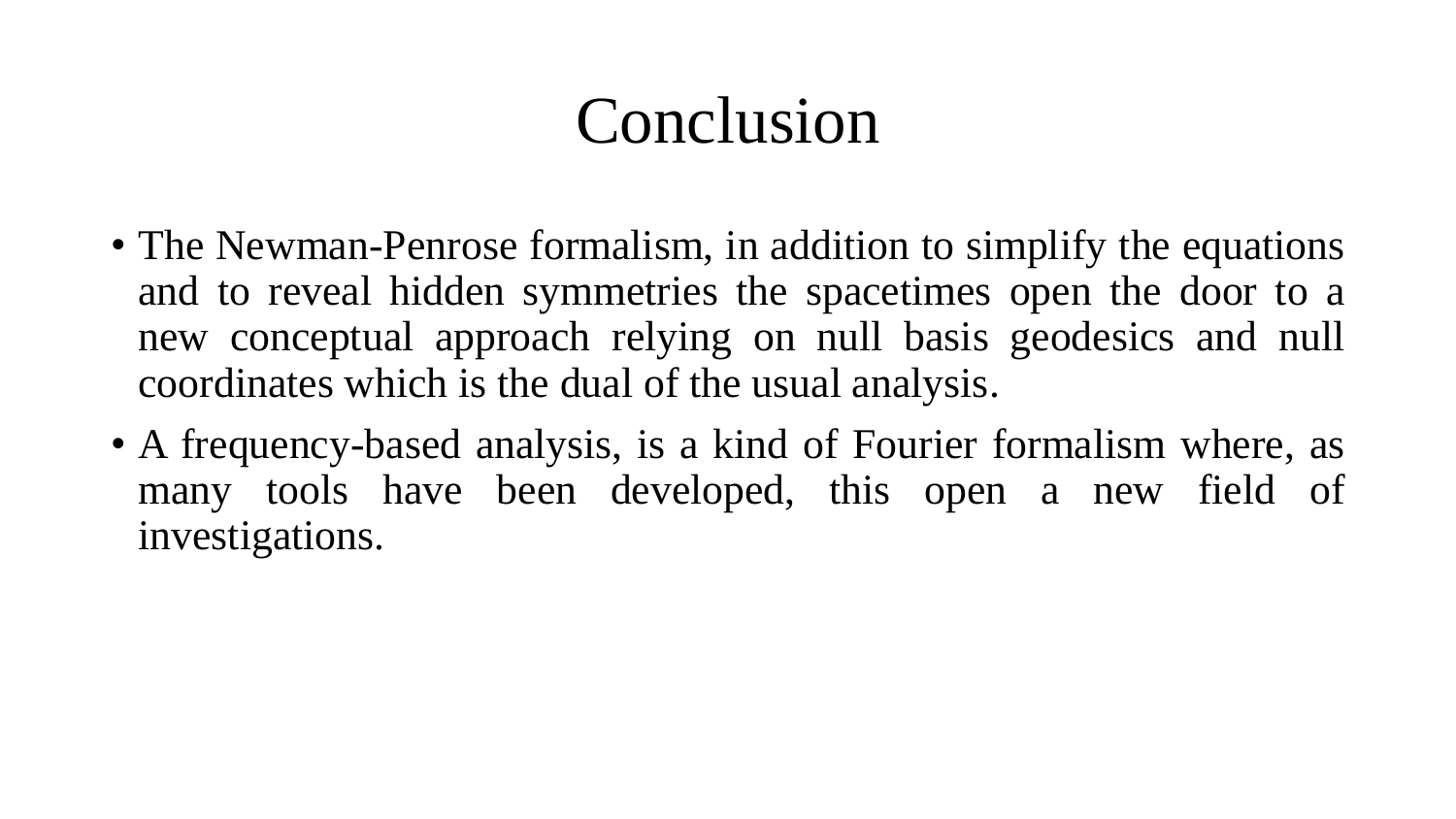# Conclusion

- The Newman-Penrose formalism, in addition to simplify the equations and to reveal hidden symmetries the spacetimes open the door to a new conceptual approach relying on null basis geodesics and null coordinates which is the dual of the usual analysis.
- A frequency-based analysis, is a kind of Fourier formalism where, as many tools have been developed, this open a new field of investigations.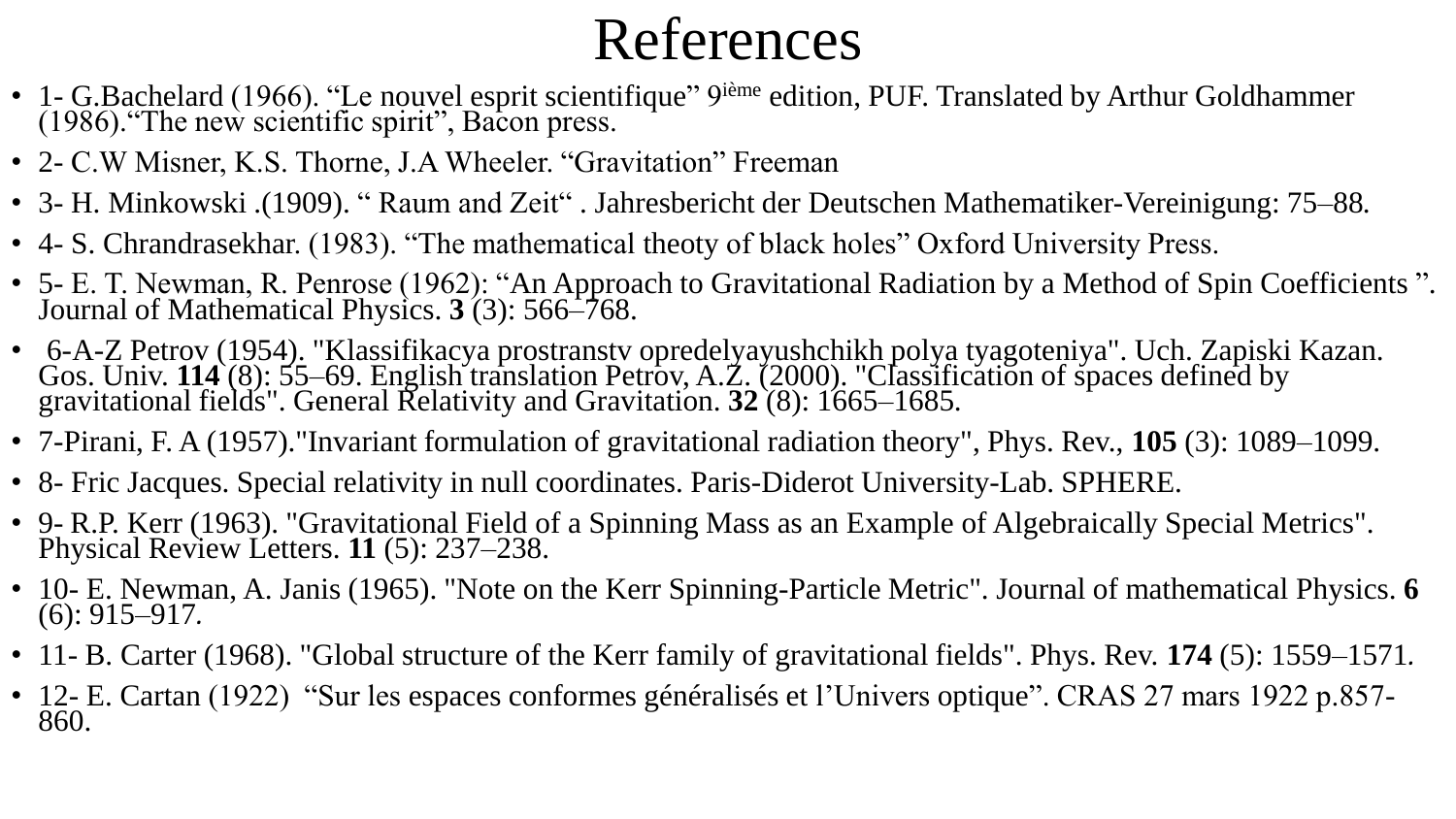# References

- 1- G.Bachelard (1966). “Le nouvel esprit scientifique” 9[ième] edition, PUF. Translated by Arthur Goldhammer (1986).“The new scientific spirit”, Bacon press.
- 2- C.W Misner, K.S. Thorne, J.A Wheeler. “Gravitation” Freeman
- 3- H. Minkowski .(1909). “ Raum and Zeit“ . Jahresbericht der Deutschen Mathematiker-Vereinigung: 75–88.
- 4- S. Chrandrasekhar. (1983). “The mathematical theoty of black holes” Oxford University Press.
- 5- E. T. Newman, R. Penrose (1962): “An Approach to Gravitational Radiation by a Method of Spin Coefficients ”. Journal of Mathematical Physics. **3** (3): 566–768.
- 6-A-Z Petrov (1954). "Klassifikacya prostranstv opredelyayushchikh polya tyagoteniya". Uch. Zapiski Kazan. Gos. Univ. **114** (8): 55–69. English translation Petrov, A.Z. (2000). "Classification of spaces defined by gravitational fields". General Relativity and Gravitation. **32** (8): 1665–1685.
- 7-Pirani, F. A (1957)."Invariant formulation of gravitational radiation theory", Phys. Rev., **105** (3): 1089–1099.
- 8- Fric Jacques. Special relativity in null coordinates. Paris-Diderot University-Lab. SPHERE.
- 9- R.P. Kerr (1963). "Gravitational Field of a Spinning Mass as an Example of Algebraically Special Metrics". Physical Review Letters. **11** (5): 237–238.
- 10- E. Newman, A. Janis (1965). "Note on the Kerr Spinning-Particle Metric". Journal of mathematical Physics. **6** (6): 915–917.
- 11- B. Carter (1968). "Global structure of the Kerr family of gravitational fields". Phys. Rev. **174** (5): 1559–1571.
- 12- E. Cartan (1922) “Sur les espaces conformes généralisés et l’Univers optique”. CRAS 27 mars 1922 p.857-860.